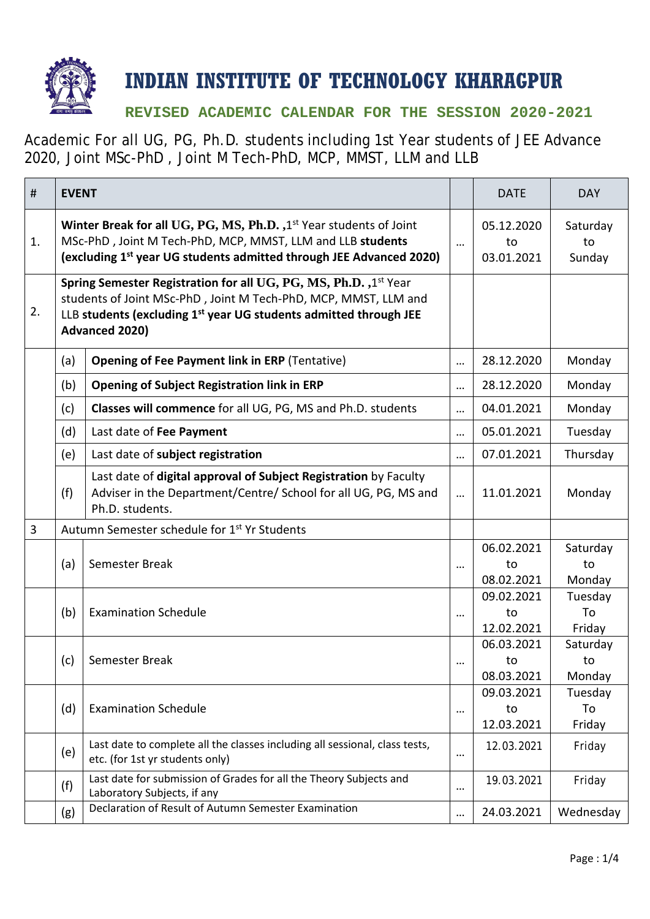# INDIAN INSTITUTE OF TECHNOLOGY KHARAGPUR

## REVISED ACADEMIC CALENDAR FOR THE SESSION 2020-2021

Academic For all UG, PG, Ph.D. students including 1st Year students of JEE Advance 2020, Joint MSc-PhD , Joint M Tech-PhD, MCP, MMST, LLM and LLB

| # | EVENT | | | DATE | DAY |
|---|---|---|---|---|---|
| 1. | **Winter Break for all UG, PG, MS, Ph.D. ,**1st Year students of Joint MSc-PhD , Joint M Tech-PhD, MCP, MMST, LLM and LLB **students (excluding 1st year UG students admitted through JEE Advanced 2020)** | | … | 05.12.2020 to 03.01.2021 | Saturday to Sunday |
| 2. | **Spring Semester Registration for all UG, PG, MS, Ph.D. ,**1st Year students of Joint MSc-PhD , Joint M Tech-PhD, MCP, MMST, LLM and LLB **students (excluding 1st year UG students admitted through JEE Advanced 2020)** | | | | |
| | (a) | **Opening of Fee Payment link in ERP** (Tentative) | … | 28.12.2020 | Monday |
| | (b) | **Opening of Subject Registration link in ERP** | … | 28.12.2020 | Monday |
| | (c) | **Classes will commence** for all UG, PG, MS and Ph.D. students | … | 04.01.2021 | Monday |
| | (d) | Last date of **Fee Payment** | … | 05.01.2021 | Tuesday |
| | (e) | Last date of **subject registration** | … | 07.01.2021 | Thursday |
| | (f) | Last date of **digital approval of Subject Registration** by Faculty Adviser in the Department/Centre/ School for all UG, PG, MS and Ph.D. students. | … | 11.01.2021 | Monday |
| 3 | Autumn Semester schedule for 1st Yr Students | | | | |
| | (a) | Semester Break | … | 06.02.2021 to 08.02.2021 | Saturday to Monday |
| | (b) | Examination Schedule | … | 09.02.2021 to 12.02.2021 | Tuesday To Friday |
| | (c) | Semester Break | … | 06.03.2021 to 08.03.2021 | Saturday to Monday |
| | (d) | Examination Schedule | … | 09.03.2021 to 12.03.2021 | Tuesday To Friday |
| | (e) | Last date to complete all the classes including all sessional, class tests, etc. (for 1st yr students only) | … | 12.03.2021 | Friday |
| | (f) | Last date for submission of Grades for all the Theory Subjects and Laboratory Subjects, if any | … | 19.03.2021 | Friday |
| | (g) | Declaration of Result of Autumn Semester Examination | … | 24.03.2021 | Wednesday |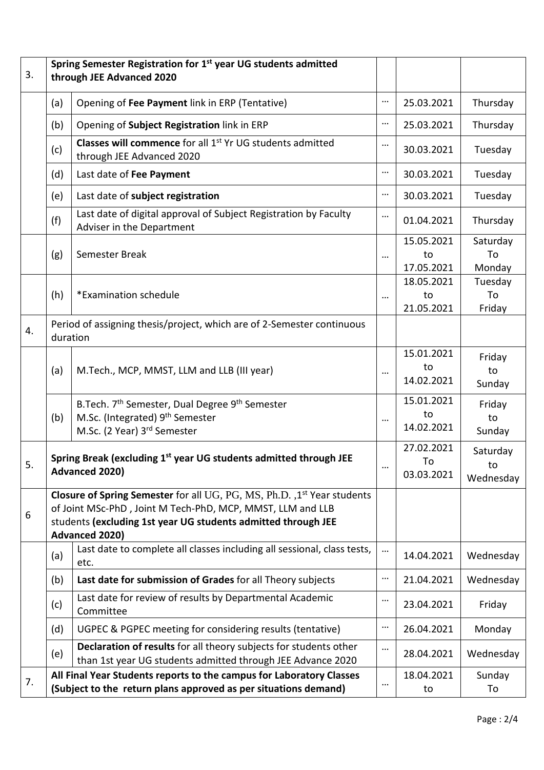| | | | | | |
|---|---|---|---|---|---|
| 3. | **Spring Semester Registration for 1st year UG students admitted through JEE Advanced 2020** | | | | |
| | (a) | Opening of **Fee Payment** link in ERP (Tentative) | … | 25.03.2021 | Thursday |
| | (b) | Opening of **Subject Registration** link in ERP | … | 25.03.2021 | Thursday |
| | (c) | **Classes will commence** for all 1st Yr UG students admitted through JEE Advanced 2020 | … | 30.03.2021 | Tuesday |
| | (d) | Last date of **Fee Payment** | … | 30.03.2021 | Tuesday |
| | (e) | Last date of **subject registration** | … | 30.03.2021 | Tuesday |
| | (f) | Last date of digital approval of Subject Registration by Faculty Adviser in the Department | … | 01.04.2021 | Thursday |
| | (g) | Semester Break | … | 15.05.2021 to 17.05.2021 | Saturday To Monday |
| | (h) | *Examination schedule | … | 18.05.2021 to 21.05.2021 | Tuesday To Friday |
| 4. | Period of assigning thesis/project, which are of 2-Semester continuous duration | | | | |
| | (a) | M.Tech., MCP, MMST, LLM and LLB (III year) | … | 15.01.2021 to 14.02.2021 | Friday to Sunday |
| | (b) | B.Tech. 7th Semester, Dual Degree 9th Semester<br>M.Sc. (Integrated) 9th Semester<br>M.Sc. (2 Year) 3rd Semester | … | 15.01.2021 to 14.02.2021 | Friday to Sunday |
| 5. | **Spring Break (excluding 1st year UG students admitted through JEE Advanced 2020)** | | … | 27.02.2021 To 03.03.2021 | Saturday to Wednesday |
| 6 | **Closure of Spring Semester** for all UG, PG, MS, Ph.D. ,1st Year students of Joint MSc-PhD , Joint M Tech-PhD, MCP, MMST, LLM and LLB students **(excluding 1st year UG students admitted through JEE Advanced 2020)** | | | | |
| | (a) | Last date to complete all classes including all sessional, class tests, etc. | … | 14.04.2021 | Wednesday |
| | (b) | **Last date for submission of Grades** for all Theory subjects | … | 21.04.2021 | Wednesday |
| | (c) | Last date for review of results by Departmental Academic Committee | … | 23.04.2021 | Friday |
| | (d) | UGPEC & PGPEC meeting for considering results (tentative) | … | 26.04.2021 | Monday |
| | (e) | **Declaration of results** for all theory subjects for students other than 1st year UG students admitted through JEE Advance 2020 | … | 28.04.2021 | Wednesday |
| 7. | **All Final Year Students reports to the campus for Laboratory Classes (Subject to the return plans approved as per situations demand)** | | … | 18.04.2021 to | Sunday To |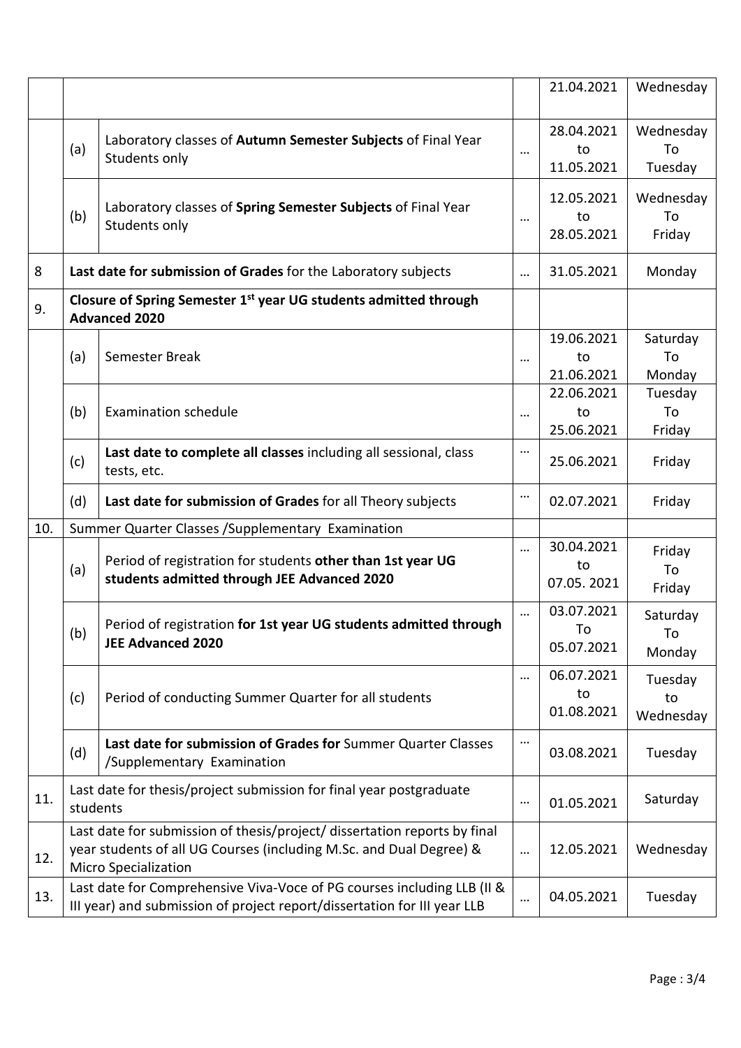| | | | | | |
|---|---|---|---|---|---|
| | | | | 21.04.2021 | Wednesday |
| | (a) | Laboratory classes of **Autumn Semester Subjects** of Final Year Students only | … | 28.04.2021 to 11.05.2021 | Wednesday To Tuesday |
| | (b) | Laboratory classes of **Spring Semester Subjects** of Final Year Students only | … | 12.05.2021 to 28.05.2021 | Wednesday To Friday |
| 8 | **Last date for submission of Grades** for the Laboratory subjects | | … | 31.05.2021 | Monday |
| 9. | **Closure of Spring Semester 1st year UG students admitted through Advanced 2020** | | | | |
| | (a) | Semester Break | … | 19.06.2021 to 21.06.2021 | Saturday To Monday |
| | (b) | Examination schedule | … | 22.06.2021 to 25.06.2021 | Tuesday To Friday |
| | (c) | **Last date to complete all classes** including all sessional, class tests, etc. | … | 25.06.2021 | Friday |
| | (d) | **Last date for submission of Grades** for all Theory subjects | … | 02.07.2021 | Friday |
| 10. | Summer Quarter Classes /Supplementary Examination | | | | |
| | (a) | Period of registration for students **other than 1st year UG students admitted through JEE Advanced 2020** | … | 30.04.2021 to 07.05. 2021 | Friday To Friday |
| | (b) | Period of registration **for 1st year UG students admitted through JEE Advanced 2020** | … | 03.07.2021 To 05.07.2021 | Saturday To Monday |
| | (c) | Period of conducting Summer Quarter for all students | … | 06.07.2021 to 01.08.2021 | Tuesday to Wednesday |
| | (d) | **Last date for submission of Grades for** Summer Quarter Classes /Supplementary Examination | … | 03.08.2021 | Tuesday |
| 11. | Last date for thesis/project submission for final year postgraduate students | | … | 01.05.2021 | Saturday |
| 12. | Last date for submission of thesis/project/ dissertation reports by final year students of all UG Courses (including M.Sc. and Dual Degree) & Micro Specialization | | … | 12.05.2021 | Wednesday |
| 13. | Last date for Comprehensive Viva-Voce of PG courses including LLB (II & III year) and submission of project report/dissertation for III year LLB | | … | 04.05.2021 | Tuesday |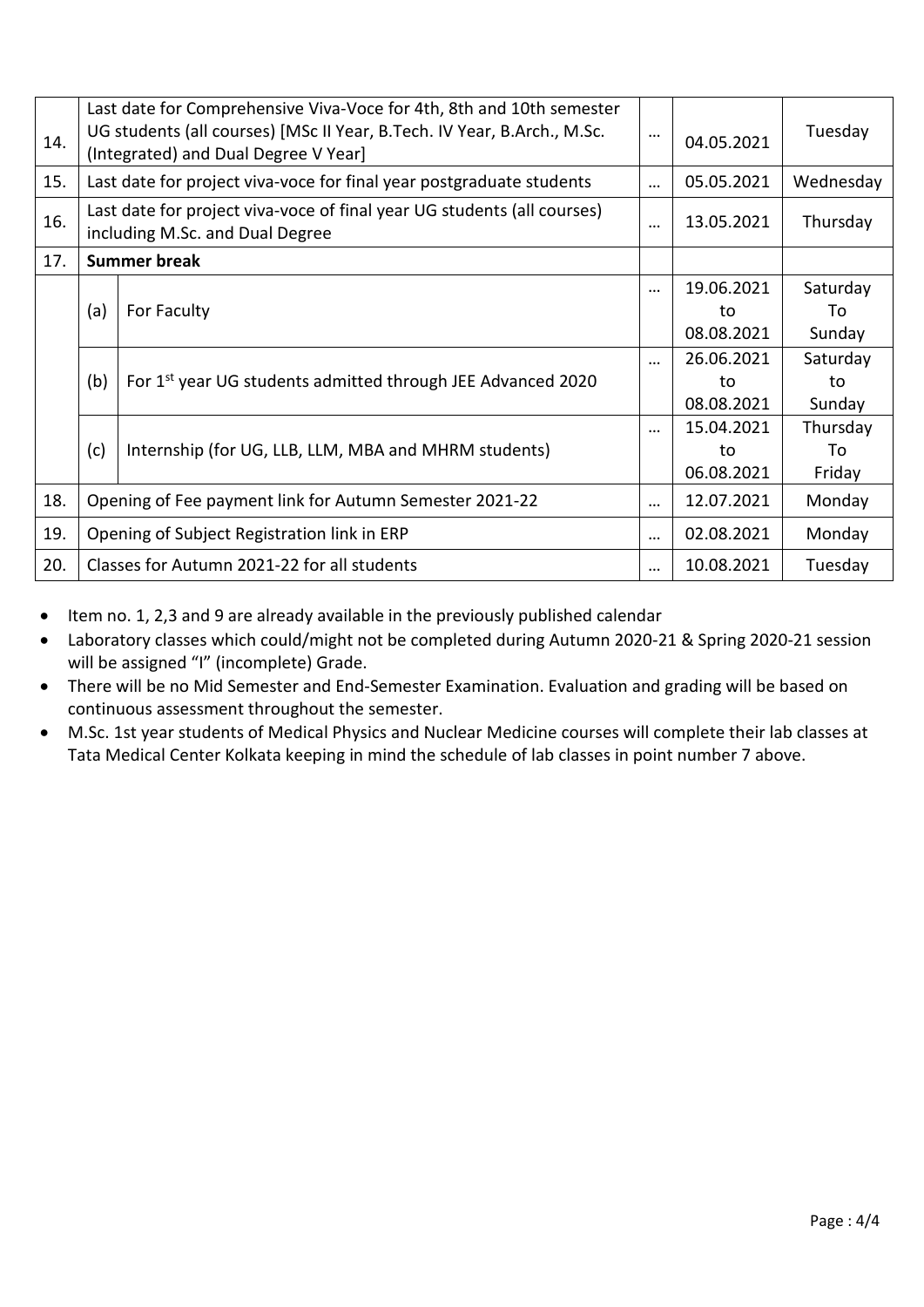| | | | | | |
|---|---|---|---|---|---|
| 14. | Last date for Comprehensive Viva-Voce for 4th, 8th and 10th semester UG students (all courses) [MSc II Year, B.Tech. IV Year, B.Arch., M.Sc. (Integrated) and Dual Degree V Year] | | … | 04.05.2021 | Tuesday |
| 15. | Last date for project viva-voce for final year postgraduate students | | … | 05.05.2021 | Wednesday |
| 16. | Last date for project viva-voce of final year UG students (all courses) including M.Sc. and Dual Degree | | … | 13.05.2021 | Thursday |
| 17. | **Summer break** | | | | |
| | (a) | For Faculty | … | 19.06.2021 to 08.08.2021 | Saturday To Sunday |
| | (b) | For 1st year UG students admitted through JEE Advanced 2020 | … | 26.06.2021 to 08.08.2021 | Saturday to Sunday |
| | (c) | Internship (for UG, LLB, LLM, MBA and MHRM students) | … | 15.04.2021 to 06.08.2021 | Thursday To Friday |
| 18. | Opening of Fee payment link for Autumn Semester 2021-22 | | … | 12.07.2021 | Monday |
| 19. | Opening of Subject Registration link in ERP | | … | 02.08.2021 | Monday |
| 20. | Classes for Autumn 2021-22 for all students | | … | 10.08.2021 | Tuesday |

- Item no. 1, 2,3 and 9 are already available in the previously published calendar
- Laboratory classes which could/might not be completed during Autumn 2020-21 & Spring 2020-21 session will be assigned "I" (incomplete) Grade.
- There will be no Mid Semester and End-Semester Examination. Evaluation and grading will be based on continuous assessment throughout the semester.
- M.Sc. 1st year students of Medical Physics and Nuclear Medicine courses will complete their lab classes at Tata Medical Center Kolkata keeping in mind the schedule of lab classes in point number 7 above.